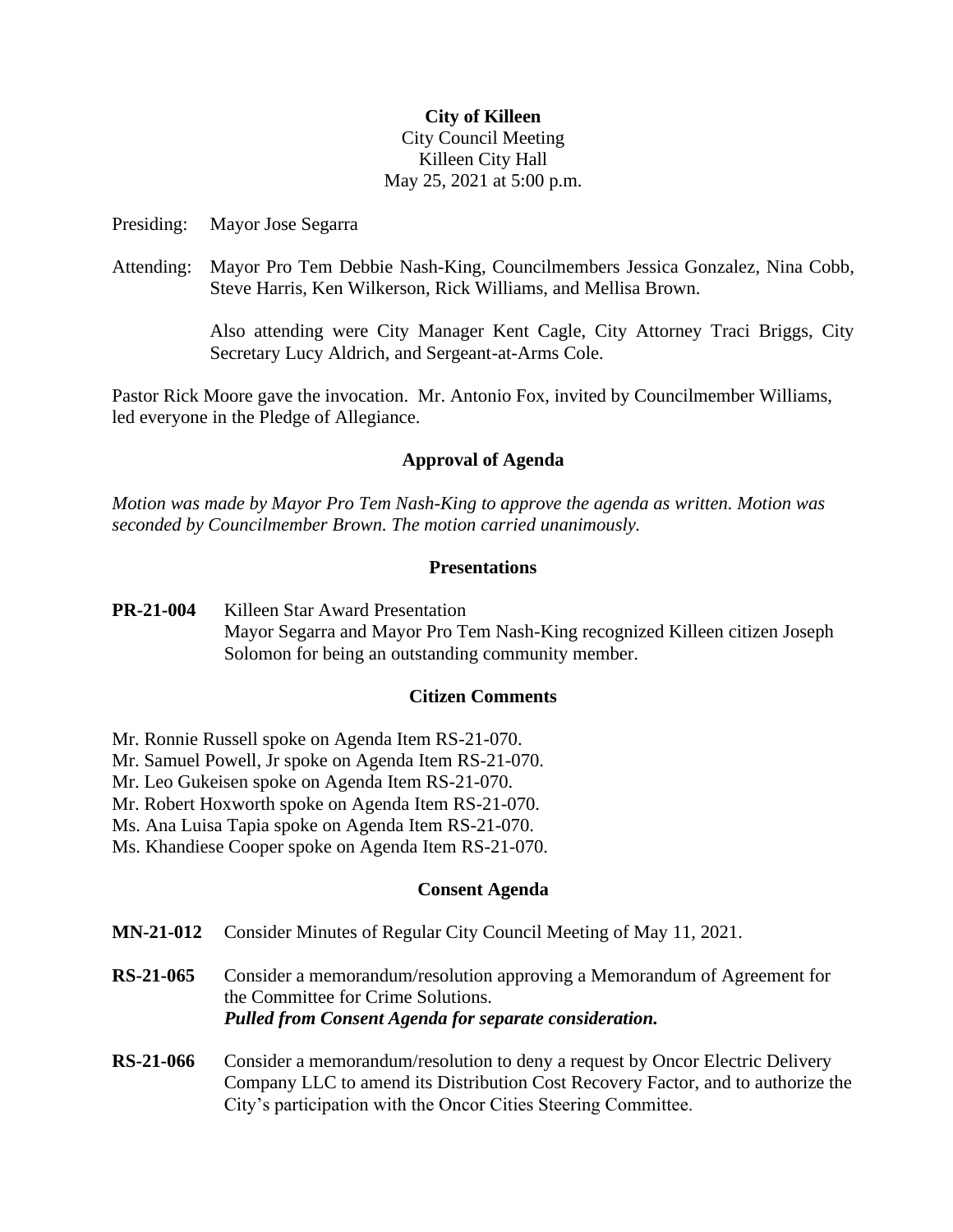**City of Killeen**
City Council Meeting
Killeen City Hall
May 25, 2021 at 5:00 p.m.

Presiding: Mayor Jose Segarra

Attending: Mayor Pro Tem Debbie Nash-King, Councilmembers Jessica Gonzalez, Nina Cobb, Steve Harris, Ken Wilkerson, Rick Williams, and Mellisa Brown.

Also attending were City Manager Kent Cagle, City Attorney Traci Briggs, City Secretary Lucy Aldrich, and Sergeant-at-Arms Cole.

Pastor Rick Moore gave the invocation. Mr. Antonio Fox, invited by Councilmember Williams, led everyone in the Pledge of Allegiance.

## Approval of Agenda

*Motion was made by Mayor Pro Tem Nash-King to approve the agenda as written. Motion was seconded by Councilmember Brown. The motion carried unanimously.*

## Presentations

**PR-21-004** Killeen Star Award Presentation
Mayor Segarra and Mayor Pro Tem Nash-King recognized Killeen citizen Joseph Solomon for being an outstanding community member.

## Citizen Comments

Mr. Ronnie Russell spoke on Agenda Item RS-21-070.
Mr. Samuel Powell, Jr spoke on Agenda Item RS-21-070.
Mr. Leo Gukeisen spoke on Agenda Item RS-21-070.
Mr. Robert Hoxworth spoke on Agenda Item RS-21-070.
Ms. Ana Luisa Tapia spoke on Agenda Item RS-21-070.
Ms. Khandiese Cooper spoke on Agenda Item RS-21-070.

## Consent Agenda

**MN-21-012** Consider Minutes of Regular City Council Meeting of May 11, 2021.

**RS-21-065** Consider a memorandum/resolution approving a Memorandum of Agreement for the Committee for Crime Solutions.
***Pulled from Consent Agenda for separate consideration.***

**RS-21-066** Consider a memorandum/resolution to deny a request by Oncor Electric Delivery Company LLC to amend its Distribution Cost Recovery Factor, and to authorize the City's participation with the Oncor Cities Steering Committee.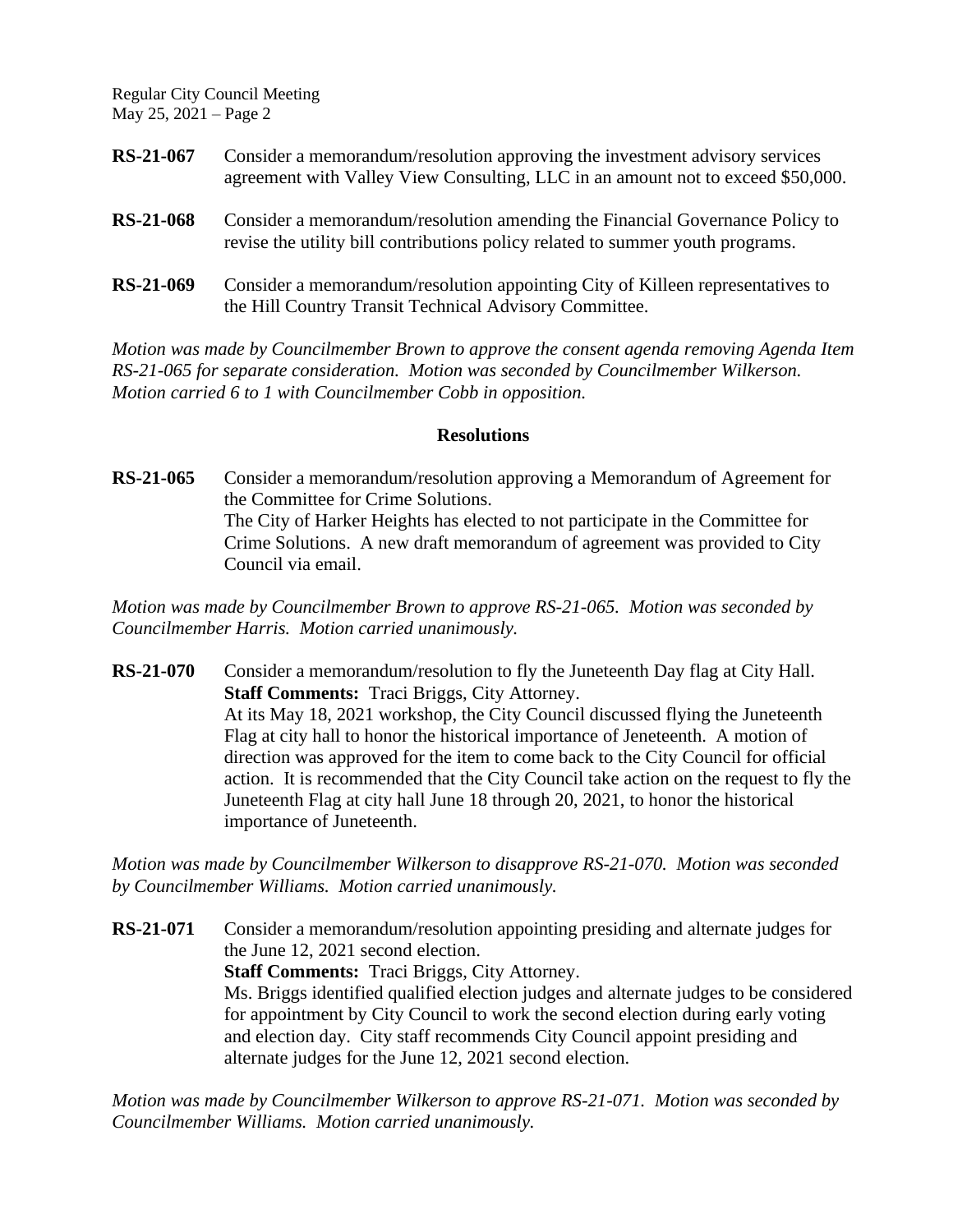**RS-21-067** Consider a memorandum/resolution approving the investment advisory services agreement with Valley View Consulting, LLC in an amount not to exceed $50,000.

**RS-21-068** Consider a memorandum/resolution amending the Financial Governance Policy to revise the utility bill contributions policy related to summer youth programs.

**RS-21-069** Consider a memorandum/resolution appointing City of Killeen representatives to the Hill Country Transit Technical Advisory Committee.

*Motion was made by Councilmember Brown to approve the consent agenda removing Agenda Item RS-21-065 for separate consideration. Motion was seconded by Councilmember Wilkerson. Motion carried 6 to 1 with Councilmember Cobb in opposition.*

## Resolutions

**RS-21-065** Consider a memorandum/resolution approving a Memorandum of Agreement for the Committee for Crime Solutions.
The City of Harker Heights has elected to not participate in the Committee for Crime Solutions. A new draft memorandum of agreement was provided to City Council via email.

*Motion was made by Councilmember Brown to approve RS-21-065. Motion was seconded by Councilmember Harris. Motion carried unanimously.*

**RS-21-070** Consider a memorandum/resolution to fly the Juneteenth Day flag at City Hall.
**Staff Comments:** Traci Briggs, City Attorney.
At its May 18, 2021 workshop, the City Council discussed flying the Juneteenth Flag at city hall to honor the historical importance of Jeneteenth. A motion of direction was approved for the item to come back to the City Council for official action. It is recommended that the City Council take action on the request to fly the Juneteenth Flag at city hall June 18 through 20, 2021, to honor the historical importance of Juneteenth.

*Motion was made by Councilmember Wilkerson to disapprove RS-21-070. Motion was seconded by Councilmember Williams. Motion carried unanimously.*

**RS-21-071** Consider a memorandum/resolution appointing presiding and alternate judges for the June 12, 2021 second election.
**Staff Comments:** Traci Briggs, City Attorney.
Ms. Briggs identified qualified election judges and alternate judges to be considered for appointment by City Council to work the second election during early voting and election day. City staff recommends City Council appoint presiding and alternate judges for the June 12, 2021 second election.

*Motion was made by Councilmember Wilkerson to approve RS-21-071. Motion was seconded by Councilmember Williams. Motion carried unanimously.*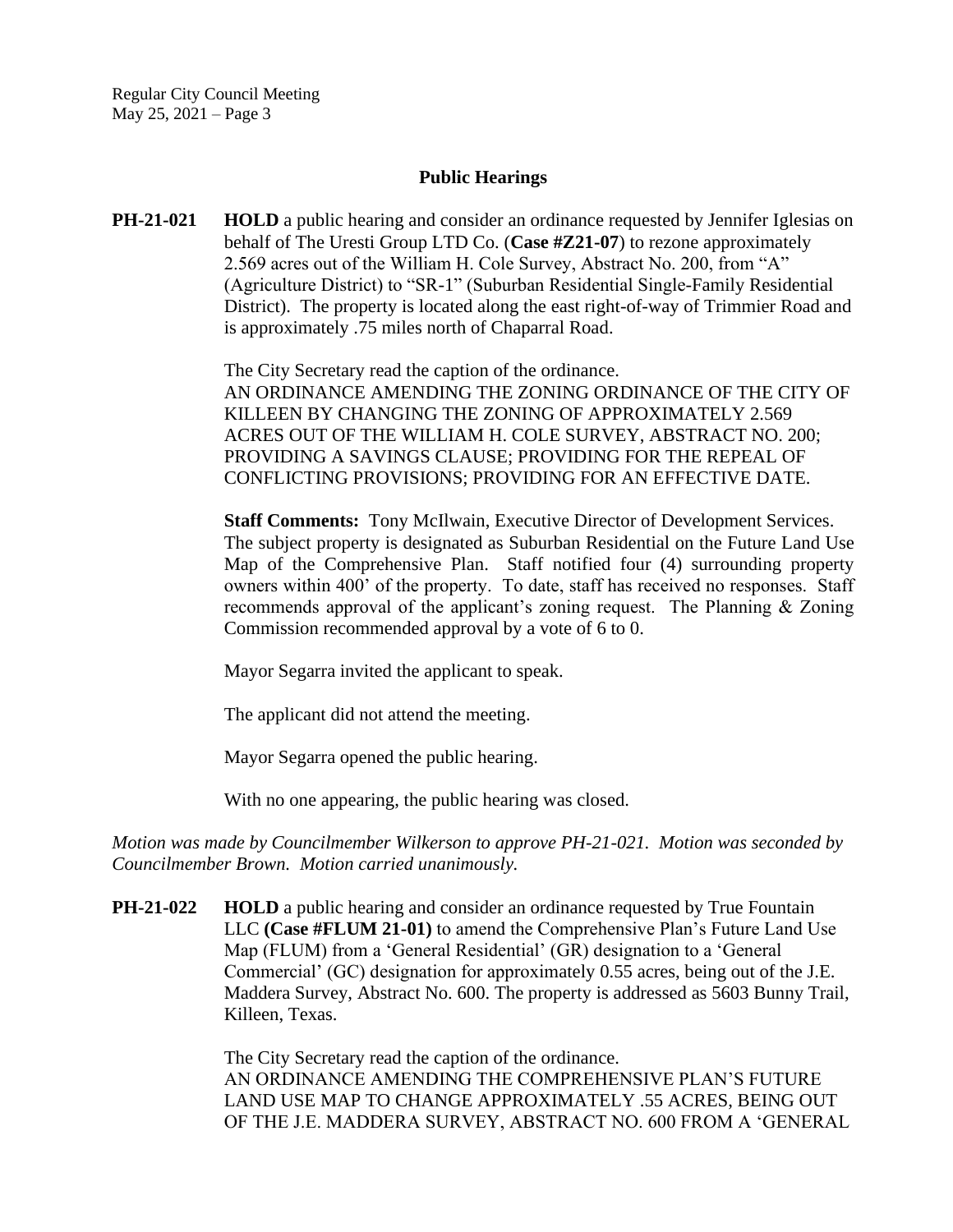## Public Hearings

**PH-21-021** **HOLD** a public hearing and consider an ordinance requested by Jennifer Iglesias on behalf of The Uresti Group LTD Co. (**Case #Z21-07**) to rezone approximately 2.569 acres out of the William H. Cole Survey, Abstract No. 200, from "A" (Agriculture District) to "SR-1" (Suburban Residential Single-Family Residential District). The property is located along the east right-of-way of Trimmier Road and is approximately .75 miles north of Chaparral Road.

The City Secretary read the caption of the ordinance.
AN ORDINANCE AMENDING THE ZONING ORDINANCE OF THE CITY OF KILLEEN BY CHANGING THE ZONING OF APPROXIMATELY 2.569 ACRES OUT OF THE WILLIAM H. COLE SURVEY, ABSTRACT NO. 200; PROVIDING A SAVINGS CLAUSE; PROVIDING FOR THE REPEAL OF CONFLICTING PROVISIONS; PROVIDING FOR AN EFFECTIVE DATE.

**Staff Comments:** Tony McIlwain, Executive Director of Development Services. The subject property is designated as Suburban Residential on the Future Land Use Map of the Comprehensive Plan. Staff notified four (4) surrounding property owners within 400' of the property. To date, staff has received no responses. Staff recommends approval of the applicant's zoning request. The Planning & Zoning Commission recommended approval by a vote of 6 to 0.

Mayor Segarra invited the applicant to speak.

The applicant did not attend the meeting.

Mayor Segarra opened the public hearing.

With no one appearing, the public hearing was closed.

*Motion was made by Councilmember Wilkerson to approve PH-21-021. Motion was seconded by Councilmember Brown. Motion carried unanimously.*

**PH-21-022** **HOLD** a public hearing and consider an ordinance requested by True Fountain LLC **(Case #FLUM 21-01)** to amend the Comprehensive Plan's Future Land Use Map (FLUM) from a 'General Residential' (GR) designation to a 'General Commercial' (GC) designation for approximately 0.55 acres, being out of the J.E. Maddera Survey, Abstract No. 600. The property is addressed as 5603 Bunny Trail, Killeen, Texas.

The City Secretary read the caption of the ordinance.
AN ORDINANCE AMENDING THE COMPREHENSIVE PLAN'S FUTURE LAND USE MAP TO CHANGE APPROXIMATELY .55 ACRES, BEING OUT OF THE J.E. MADDERA SURVEY, ABSTRACT NO. 600 FROM A 'GENERAL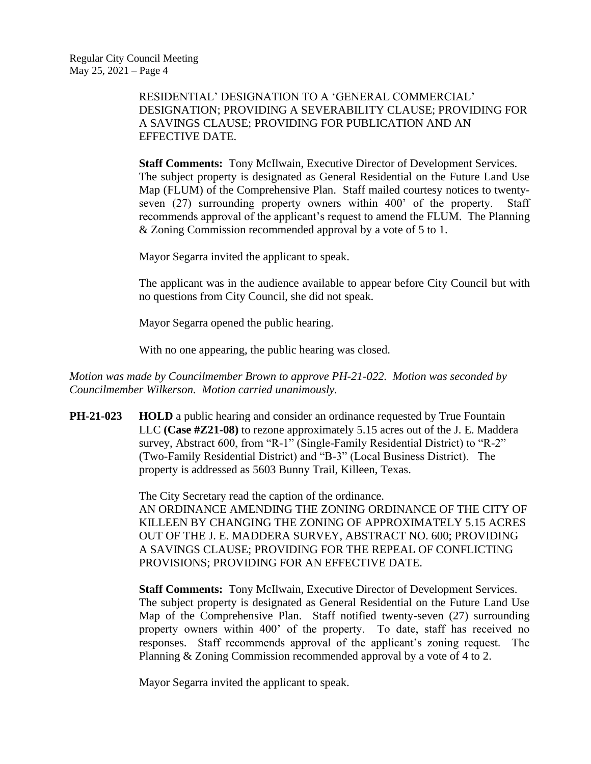RESIDENTIAL' DESIGNATION TO A 'GENERAL COMMERCIAL' DESIGNATION; PROVIDING A SEVERABILITY CLAUSE; PROVIDING FOR A SAVINGS CLAUSE; PROVIDING FOR PUBLICATION AND AN EFFECTIVE DATE.

**Staff Comments:** Tony McIlwain, Executive Director of Development Services. The subject property is designated as General Residential on the Future Land Use Map (FLUM) of the Comprehensive Plan. Staff mailed courtesy notices to twenty-seven (27) surrounding property owners within 400' of the property. Staff recommends approval of the applicant's request to amend the FLUM. The Planning & Zoning Commission recommended approval by a vote of 5 to 1.

Mayor Segarra invited the applicant to speak.

The applicant was in the audience available to appear before City Council but with no questions from City Council, she did not speak.

Mayor Segarra opened the public hearing.

With no one appearing, the public hearing was closed.

*Motion was made by Councilmember Brown to approve PH-21-022. Motion was seconded by Councilmember Wilkerson. Motion carried unanimously.*

**PH-21-023** **HOLD** a public hearing and consider an ordinance requested by True Fountain LLC **(Case #Z21-08)** to rezone approximately 5.15 acres out of the J. E. Maddera survey, Abstract 600, from "R-1" (Single-Family Residential District) to "R-2" (Two-Family Residential District) and "B-3" (Local Business District). The property is addressed as 5603 Bunny Trail, Killeen, Texas.

The City Secretary read the caption of the ordinance.
AN ORDINANCE AMENDING THE ZONING ORDINANCE OF THE CITY OF KILLEEN BY CHANGING THE ZONING OF APPROXIMATELY 5.15 ACRES OUT OF THE J. E. MADDERA SURVEY, ABSTRACT NO. 600; PROVIDING A SAVINGS CLAUSE; PROVIDING FOR THE REPEAL OF CONFLICTING PROVISIONS; PROVIDING FOR AN EFFECTIVE DATE.

**Staff Comments:** Tony McIlwain, Executive Director of Development Services. The subject property is designated as General Residential on the Future Land Use Map of the Comprehensive Plan. Staff notified twenty-seven (27) surrounding property owners within 400' of the property. To date, staff has received no responses. Staff recommends approval of the applicant's zoning request. The Planning & Zoning Commission recommended approval by a vote of 4 to 2.

Mayor Segarra invited the applicant to speak.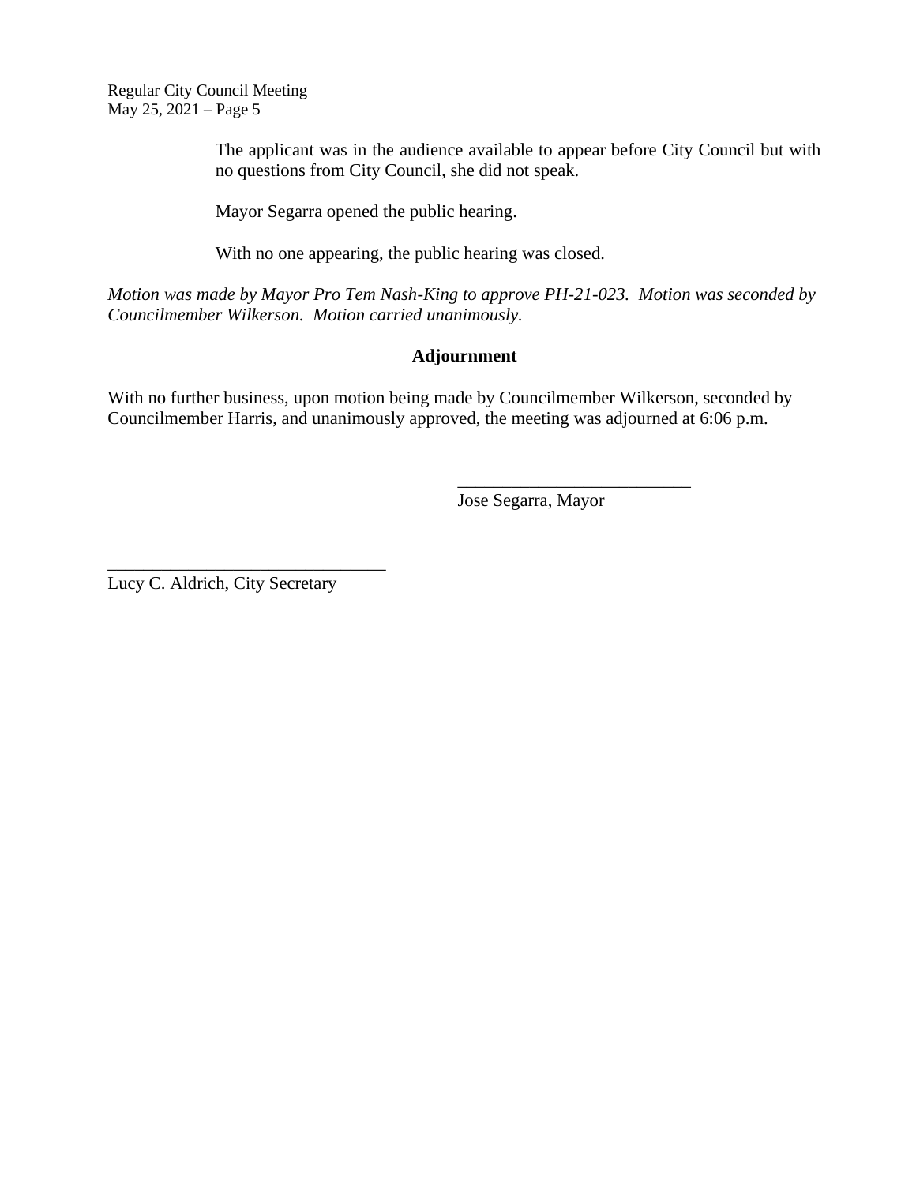The applicant was in the audience available to appear before City Council but with no questions from City Council, she did not speak.

Mayor Segarra opened the public hearing.

With no one appearing, the public hearing was closed.

*Motion was made by Mayor Pro Tem Nash-King to approve PH-21-023. Motion was seconded by Councilmember Wilkerson. Motion carried unanimously.*

## Adjournment

With no further business, upon motion being made by Councilmember Wilkerson, seconded by Councilmember Harris, and unanimously approved, the meeting was adjourned at 6:06 p.m.

___________________________
Jose Segarra, Mayor

________________________________
Lucy C. Aldrich, City Secretary